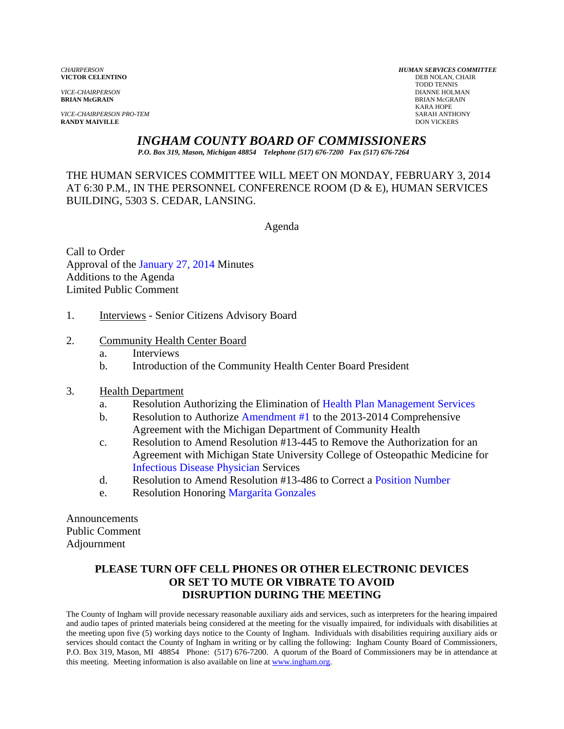*CHAIRPERSON*
**VICTOR CELENTINO**

*VICE-CHAIRPERSON*
**BRIAN McGRAIN**

*VICE-CHAIRPERSON PRO-TEM*
**RANDY MAIVILLE**

***HUMAN SERVICES COMMITTEE***
DEB NOLAN, CHAIR
TODD TENNIS
DIANNE HOLMAN
BRIAN McGRAIN
KARA HOPE
SARAH ANTHONY
DON VICKERS

# *INGHAM COUNTY BOARD OF COMMISSIONERS*

*P.O. Box 319, Mason, Michigan 48854 Telephone (517) 676-7200 Fax (517) 676-7264*

THE HUMAN SERVICES COMMITTEE WILL MEET ON MONDAY, FEBRUARY 3, 2014 AT 6:30 P.M., IN THE PERSONNEL CONFERENCE ROOM (D & E), HUMAN SERVICES BUILDING, 5303 S. CEDAR, LANSING.

Agenda

Call to Order
Approval of the January 27, 2014 Minutes
Additions to the Agenda
Limited Public Comment

1. Interviews - Senior Citizens Advisory Board

2. Community Health Center Board
   a. Interviews
   b. Introduction of the Community Health Center Board President

3. Health Department
   a. Resolution Authorizing the Elimination of Health Plan Management Services
   b. Resolution to Authorize Amendment #1 to the 2013-2014 Comprehensive Agreement with the Michigan Department of Community Health
   c. Resolution to Amend Resolution #13-445 to Remove the Authorization for an Agreement with Michigan State University College of Osteopathic Medicine for Infectious Disease Physician Services
   d. Resolution to Amend Resolution #13-486 to Correct a Position Number
   e. Resolution Honoring Margarita Gonzales

Announcements
Public Comment
Adjournment

**PLEASE TURN OFF CELL PHONES OR OTHER ELECTRONIC DEVICES OR SET TO MUTE OR VIBRATE TO AVOID DISRUPTION DURING THE MEETING**

The County of Ingham will provide necessary reasonable auxiliary aids and services, such as interpreters for the hearing impaired and audio tapes of printed materials being considered at the meeting for the visually impaired, for individuals with disabilities at the meeting upon five (5) working days notice to the County of Ingham. Individuals with disabilities requiring auxiliary aids or services should contact the County of Ingham in writing or by calling the following: Ingham County Board of Commissioners, P.O. Box 319, Mason, MI 48854 Phone: (517) 676-7200. A quorum of the Board of Commissioners may be in attendance at this meeting. Meeting information is also available on line at www.ingham.org.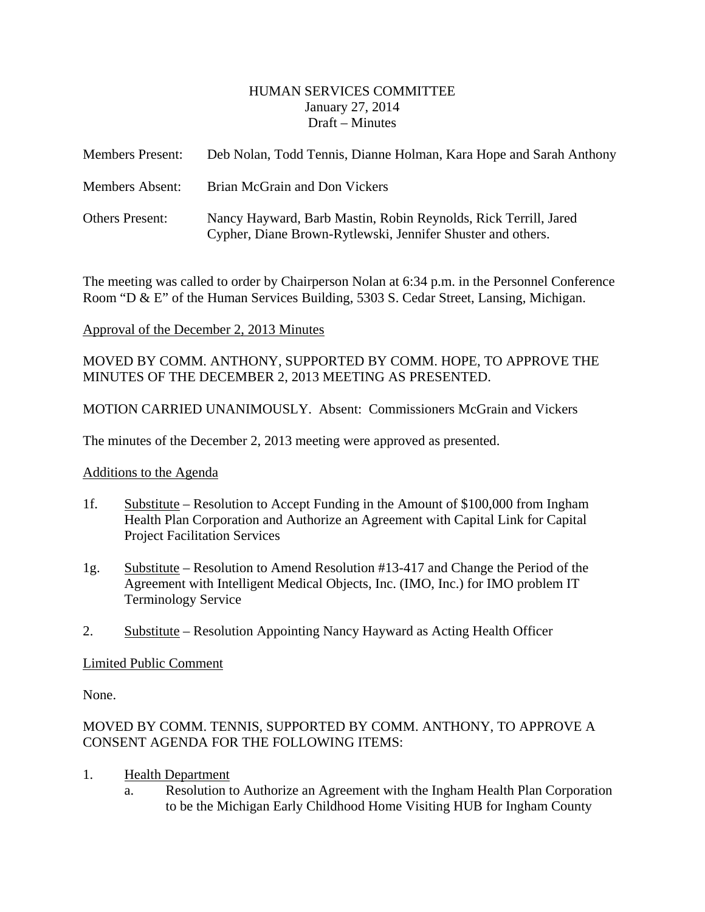HUMAN SERVICES COMMITTEE
January 27, 2014
Draft – Minutes

Members Present: Deb Nolan, Todd Tennis, Dianne Holman, Kara Hope and Sarah Anthony

Members Absent: Brian McGrain and Don Vickers

Others Present: Nancy Hayward, Barb Mastin, Robin Reynolds, Rick Terrill, Jared Cypher, Diane Brown-Rytlewski, Jennifer Shuster and others.

The meeting was called to order by Chairperson Nolan at 6:34 p.m. in the Personnel Conference Room "D & E" of the Human Services Building, 5303 S. Cedar Street, Lansing, Michigan.

Approval of the December 2, 2013 Minutes

MOVED BY COMM. ANTHONY, SUPPORTED BY COMM. HOPE, TO APPROVE THE MINUTES OF THE DECEMBER 2, 2013 MEETING AS PRESENTED.

MOTION CARRIED UNANIMOUSLY. Absent: Commissioners McGrain and Vickers

The minutes of the December 2, 2013 meeting were approved as presented.

Additions to the Agenda

1f. Substitute – Resolution to Accept Funding in the Amount of $100,000 from Ingham Health Plan Corporation and Authorize an Agreement with Capital Link for Capital Project Facilitation Services

1g. Substitute – Resolution to Amend Resolution #13-417 and Change the Period of the Agreement with Intelligent Medical Objects, Inc. (IMO, Inc.) for IMO problem IT Terminology Service

2. Substitute – Resolution Appointing Nancy Hayward as Acting Health Officer

Limited Public Comment

None.

MOVED BY COMM. TENNIS, SUPPORTED BY COMM. ANTHONY, TO APPROVE A CONSENT AGENDA FOR THE FOLLOWING ITEMS:

1. Health Department
   a. Resolution to Authorize an Agreement with the Ingham Health Plan Corporation to be the Michigan Early Childhood Home Visiting HUB for Ingham County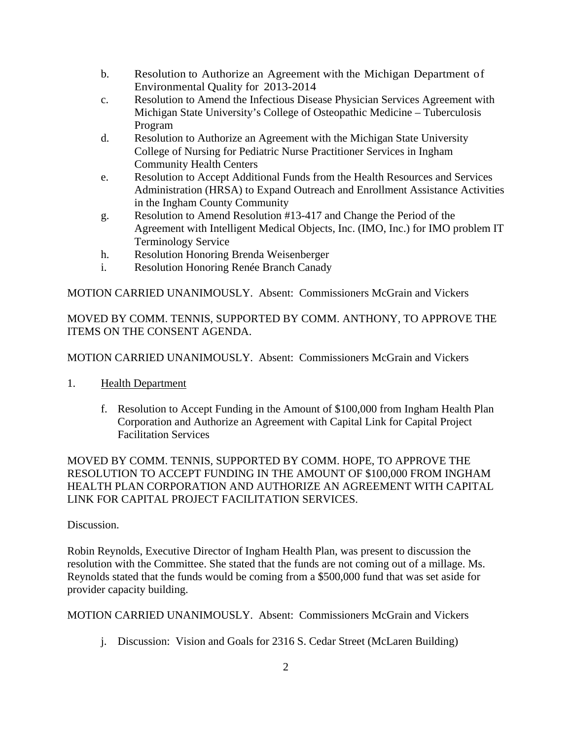b. Resolution to Authorize an Agreement with the Michigan Department of Environmental Quality for 2013-2014
c. Resolution to Amend the Infectious Disease Physician Services Agreement with Michigan State University's College of Osteopathic Medicine – Tuberculosis Program
d. Resolution to Authorize an Agreement with the Michigan State University College of Nursing for Pediatric Nurse Practitioner Services in Ingham Community Health Centers
e. Resolution to Accept Additional Funds from the Health Resources and Services Administration (HRSA) to Expand Outreach and Enrollment Assistance Activities in the Ingham County Community
g. Resolution to Amend Resolution #13-417 and Change the Period of the Agreement with Intelligent Medical Objects, Inc. (IMO, Inc.) for IMO problem IT Terminology Service
h. Resolution Honoring Brenda Weisenberger
i. Resolution Honoring Renée Branch Canady

MOTION CARRIED UNANIMOUSLY. Absent: Commissioners McGrain and Vickers

MOVED BY COMM. TENNIS, SUPPORTED BY COMM. ANTHONY, TO APPROVE THE ITEMS ON THE CONSENT AGENDA.

MOTION CARRIED UNANIMOUSLY. Absent: Commissioners McGrain and Vickers

1. Health Department

   f. Resolution to Accept Funding in the Amount of $100,000 from Ingham Health Plan Corporation and Authorize an Agreement with Capital Link for Capital Project Facilitation Services

MOVED BY COMM. TENNIS, SUPPORTED BY COMM. HOPE, TO APPROVE THE RESOLUTION TO ACCEPT FUNDING IN THE AMOUNT OF $100,000 FROM INGHAM HEALTH PLAN CORPORATION AND AUTHORIZE AN AGREEMENT WITH CAPITAL LINK FOR CAPITAL PROJECT FACILITATION SERVICES.

Discussion.

Robin Reynolds, Executive Director of Ingham Health Plan, was present to discussion the resolution with the Committee. She stated that the funds are not coming out of a millage. Ms. Reynolds stated that the funds would be coming from a $500,000 fund that was set aside for provider capacity building.

MOTION CARRIED UNANIMOUSLY. Absent: Commissioners McGrain and Vickers

   j. Discussion: Vision and Goals for 2316 S. Cedar Street (McLaren Building)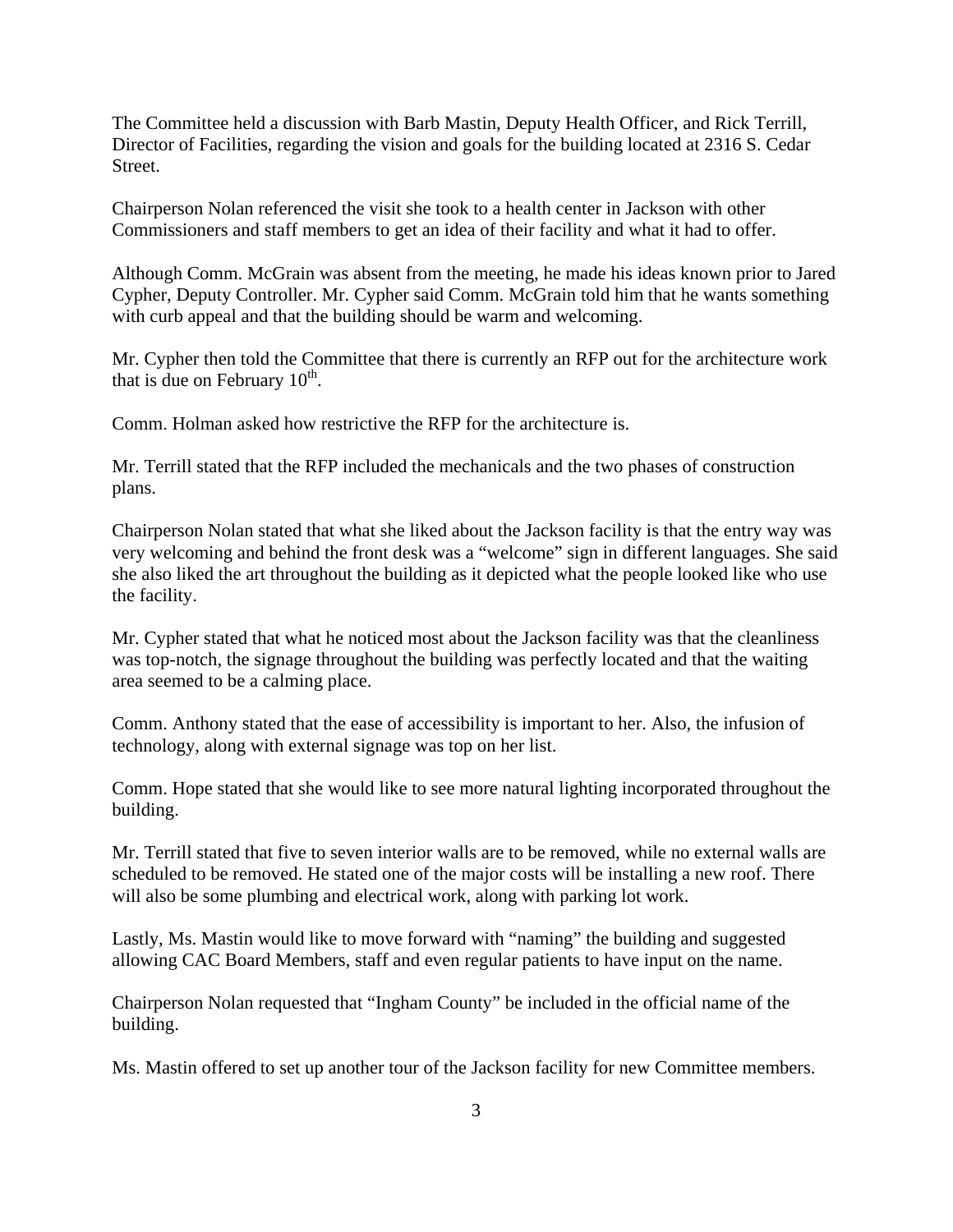The Committee held a discussion with Barb Mastin, Deputy Health Officer, and Rick Terrill, Director of Facilities, regarding the vision and goals for the building located at 2316 S. Cedar Street.

Chairperson Nolan referenced the visit she took to a health center in Jackson with other Commissioners and staff members to get an idea of their facility and what it had to offer.

Although Comm. McGrain was absent from the meeting, he made his ideas known prior to Jared Cypher, Deputy Controller. Mr. Cypher said Comm. McGrain told him that he wants something with curb appeal and that the building should be warm and welcoming.

Mr. Cypher then told the Committee that there is currently an RFP out for the architecture work that is due on February 10th.

Comm. Holman asked how restrictive the RFP for the architecture is.

Mr. Terrill stated that the RFP included the mechanicals and the two phases of construction plans.

Chairperson Nolan stated that what she liked about the Jackson facility is that the entry way was very welcoming and behind the front desk was a "welcome" sign in different languages. She said she also liked the art throughout the building as it depicted what the people looked like who use the facility.

Mr. Cypher stated that what he noticed most about the Jackson facility was that the cleanliness was top-notch, the signage throughout the building was perfectly located and that the waiting area seemed to be a calming place.

Comm. Anthony stated that the ease of accessibility is important to her. Also, the infusion of technology, along with external signage was top on her list.

Comm. Hope stated that she would like to see more natural lighting incorporated throughout the building.

Mr. Terrill stated that five to seven interior walls are to be removed, while no external walls are scheduled to be removed. He stated one of the major costs will be installing a new roof. There will also be some plumbing and electrical work, along with parking lot work.

Lastly, Ms. Mastin would like to move forward with "naming" the building and suggested allowing CAC Board Members, staff and even regular patients to have input on the name.

Chairperson Nolan requested that "Ingham County" be included in the official name of the building.

Ms. Mastin offered to set up another tour of the Jackson facility for new Committee members.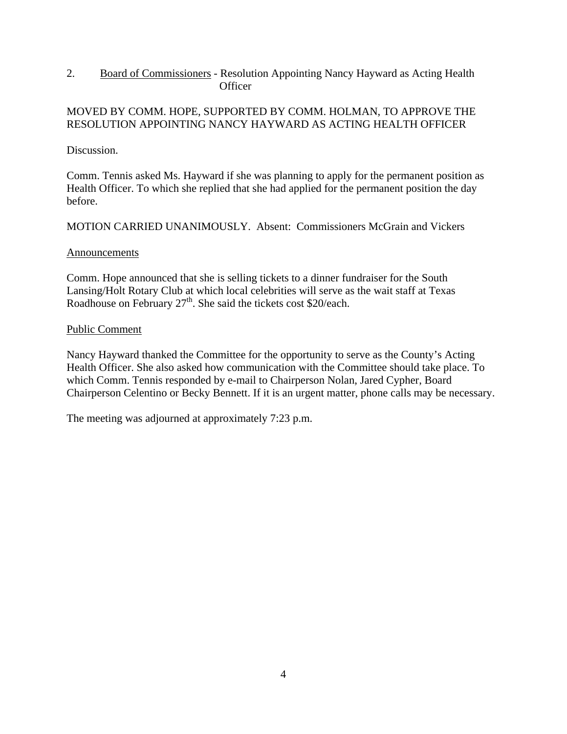2. <u>Board of Commissioners</u> - Resolution Appointing Nancy Hayward as Acting Health Officer

MOVED BY COMM. HOPE, SUPPORTED BY COMM. HOLMAN, TO APPROVE THE RESOLUTION APPOINTING NANCY HAYWARD AS ACTING HEALTH OFFICER

Discussion.

Comm. Tennis asked Ms. Hayward if she was planning to apply for the permanent position as Health Officer. To which she replied that she had applied for the permanent position the day before.

MOTION CARRIED UNANIMOUSLY. Absent: Commissioners McGrain and Vickers

<u>Announcements</u>

Comm. Hope announced that she is selling tickets to a dinner fundraiser for the South Lansing/Holt Rotary Club at which local celebrities will serve as the wait staff at Texas Roadhouse on February 27th. She said the tickets cost $20/each.

<u>Public Comment</u>

Nancy Hayward thanked the Committee for the opportunity to serve as the County's Acting Health Officer. She also asked how communication with the Committee should take place. To which Comm. Tennis responded by e-mail to Chairperson Nolan, Jared Cypher, Board Chairperson Celentino or Becky Bennett. If it is an urgent matter, phone calls may be necessary.

The meeting was adjourned at approximately 7:23 p.m.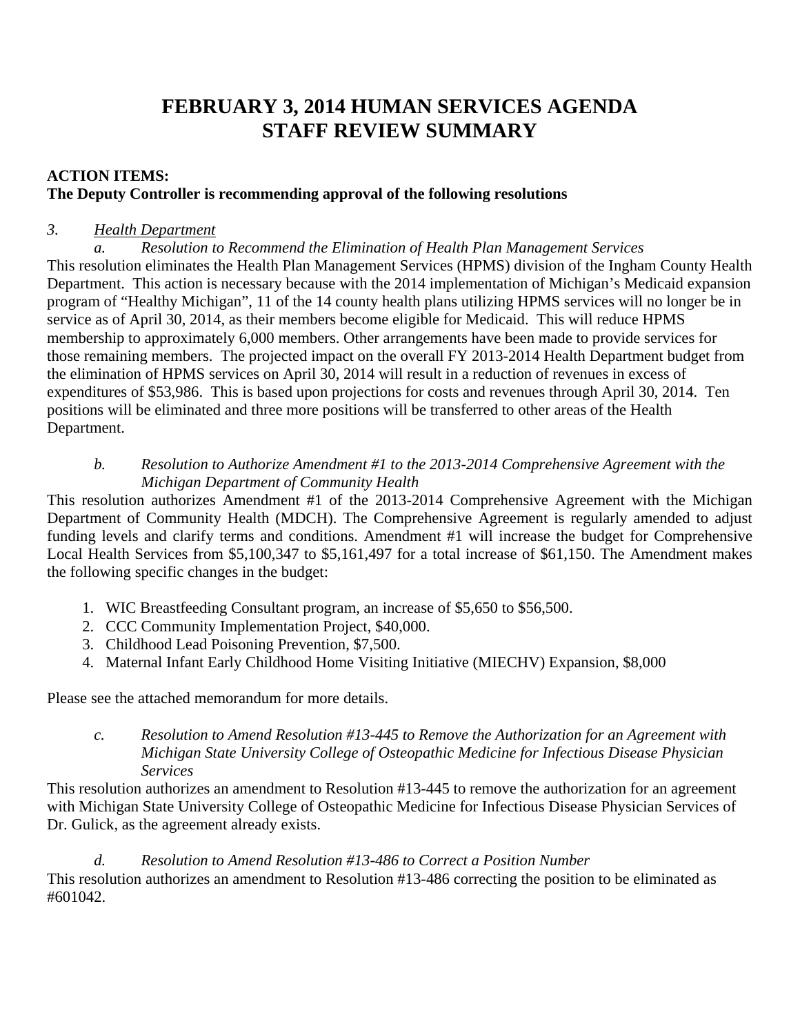# FEBRUARY 3, 2014 HUMAN SERVICES AGENDA
# STAFF REVIEW SUMMARY

**ACTION ITEMS:**
**The Deputy Controller is recommending approval of the following resolutions**

*3.* *Health Department*

*a.* *Resolution to Recommend the Elimination of Health Plan Management Services*

This resolution eliminates the Health Plan Management Services (HPMS) division of the Ingham County Health Department. This action is necessary because with the 2014 implementation of Michigan's Medicaid expansion program of "Healthy Michigan", 11 of the 14 county health plans utilizing HPMS services will no longer be in service as of April 30, 2014, as their members become eligible for Medicaid. This will reduce HPMS membership to approximately 6,000 members. Other arrangements have been made to provide services for those remaining members. The projected impact on the overall FY 2013-2014 Health Department budget from the elimination of HPMS services on April 30, 2014 will result in a reduction of revenues in excess of expenditures of $53,986. This is based upon projections for costs and revenues through April 30, 2014. Ten positions will be eliminated and three more positions will be transferred to other areas of the Health Department.

*b.* *Resolution to Authorize Amendment #1 to the 2013-2014 Comprehensive Agreement with the Michigan Department of Community Health*

This resolution authorizes Amendment #1 of the 2013-2014 Comprehensive Agreement with the Michigan Department of Community Health (MDCH). The Comprehensive Agreement is regularly amended to adjust funding levels and clarify terms and conditions. Amendment #1 will increase the budget for Comprehensive Local Health Services from $5,100,347 to $5,161,497 for a total increase of $61,150. The Amendment makes the following specific changes in the budget:

1. WIC Breastfeeding Consultant program, an increase of $5,650 to $56,500.
2. CCC Community Implementation Project, $40,000.
3. Childhood Lead Poisoning Prevention, $7,500.
4. Maternal Infant Early Childhood Home Visiting Initiative (MIECHV) Expansion, $8,000

Please see the attached memorandum for more details.

*c.* *Resolution to Amend Resolution #13-445 to Remove the Authorization for an Agreement with Michigan State University College of Osteopathic Medicine for Infectious Disease Physician Services*

This resolution authorizes an amendment to Resolution #13-445 to remove the authorization for an agreement with Michigan State University College of Osteopathic Medicine for Infectious Disease Physician Services of Dr. Gulick, as the agreement already exists.

*d.* *Resolution to Amend Resolution #13-486 to Correct a Position Number*

This resolution authorizes an amendment to Resolution #13-486 correcting the position to be eliminated as #601042.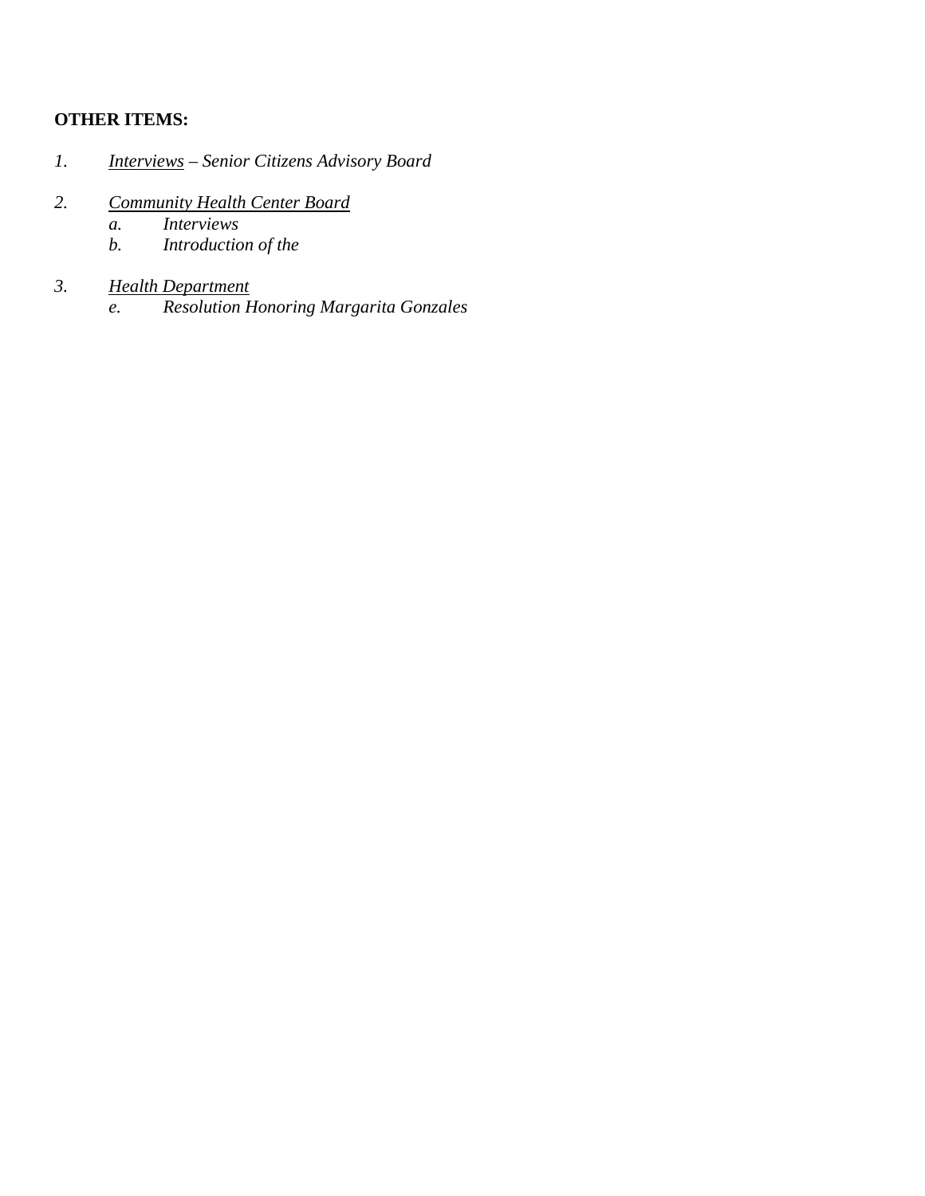**OTHER ITEMS:**

1. *Interviews – Senior Citizens Advisory Board*

2. *Community Health Center Board*
   a. *Interviews*
   b. *Introduction of the*

3. *Health Department*
   e. *Resolution Honoring Margarita Gonzales*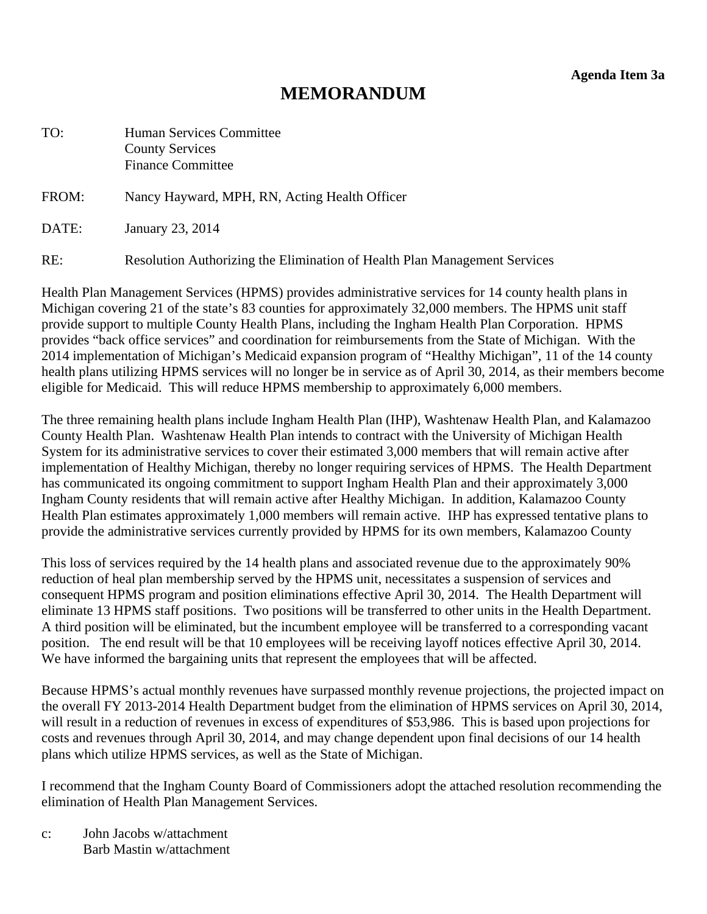**Agenda Item 3a**

# MEMORANDUM

TO: Human Services Committee
County Services
Finance Committee

FROM: Nancy Hayward, MPH, RN, Acting Health Officer

DATE: January 23, 2014

RE: Resolution Authorizing the Elimination of Health Plan Management Services

Health Plan Management Services (HPMS) provides administrative services for 14 county health plans in Michigan covering 21 of the state's 83 counties for approximately 32,000 members. The HPMS unit staff provide support to multiple County Health Plans, including the Ingham Health Plan Corporation. HPMS provides "back office services" and coordination for reimbursements from the State of Michigan. With the 2014 implementation of Michigan's Medicaid expansion program of "Healthy Michigan", 11 of the 14 county health plans utilizing HPMS services will no longer be in service as of April 30, 2014, as their members become eligible for Medicaid. This will reduce HPMS membership to approximately 6,000 members.

The three remaining health plans include Ingham Health Plan (IHP), Washtenaw Health Plan, and Kalamazoo County Health Plan. Washtenaw Health Plan intends to contract with the University of Michigan Health System for its administrative services to cover their estimated 3,000 members that will remain active after implementation of Healthy Michigan, thereby no longer requiring services of HPMS. The Health Department has communicated its ongoing commitment to support Ingham Health Plan and their approximately 3,000 Ingham County residents that will remain active after Healthy Michigan. In addition, Kalamazoo County Health Plan estimates approximately 1,000 members will remain active. IHP has expressed tentative plans to provide the administrative services currently provided by HPMS for its own members, Kalamazoo County

This loss of services required by the 14 health plans and associated revenue due to the approximately 90% reduction of heal plan membership served by the HPMS unit, necessitates a suspension of services and consequent HPMS program and position eliminations effective April 30, 2014. The Health Department will eliminate 13 HPMS staff positions. Two positions will be transferred to other units in the Health Department. A third position will be eliminated, but the incumbent employee will be transferred to a corresponding vacant position. The end result will be that 10 employees will be receiving layoff notices effective April 30, 2014. We have informed the bargaining units that represent the employees that will be affected.

Because HPMS's actual monthly revenues have surpassed monthly revenue projections, the projected impact on the overall FY 2013-2014 Health Department budget from the elimination of HPMS services on April 30, 2014, will result in a reduction of revenues in excess of expenditures of $53,986. This is based upon projections for costs and revenues through April 30, 2014, and may change dependent upon final decisions of our 14 health plans which utilize HPMS services, as well as the State of Michigan.

I recommend that the Ingham County Board of Commissioners adopt the attached resolution recommending the elimination of Health Plan Management Services.

c: John Jacobs w/attachment
Barb Mastin w/attachment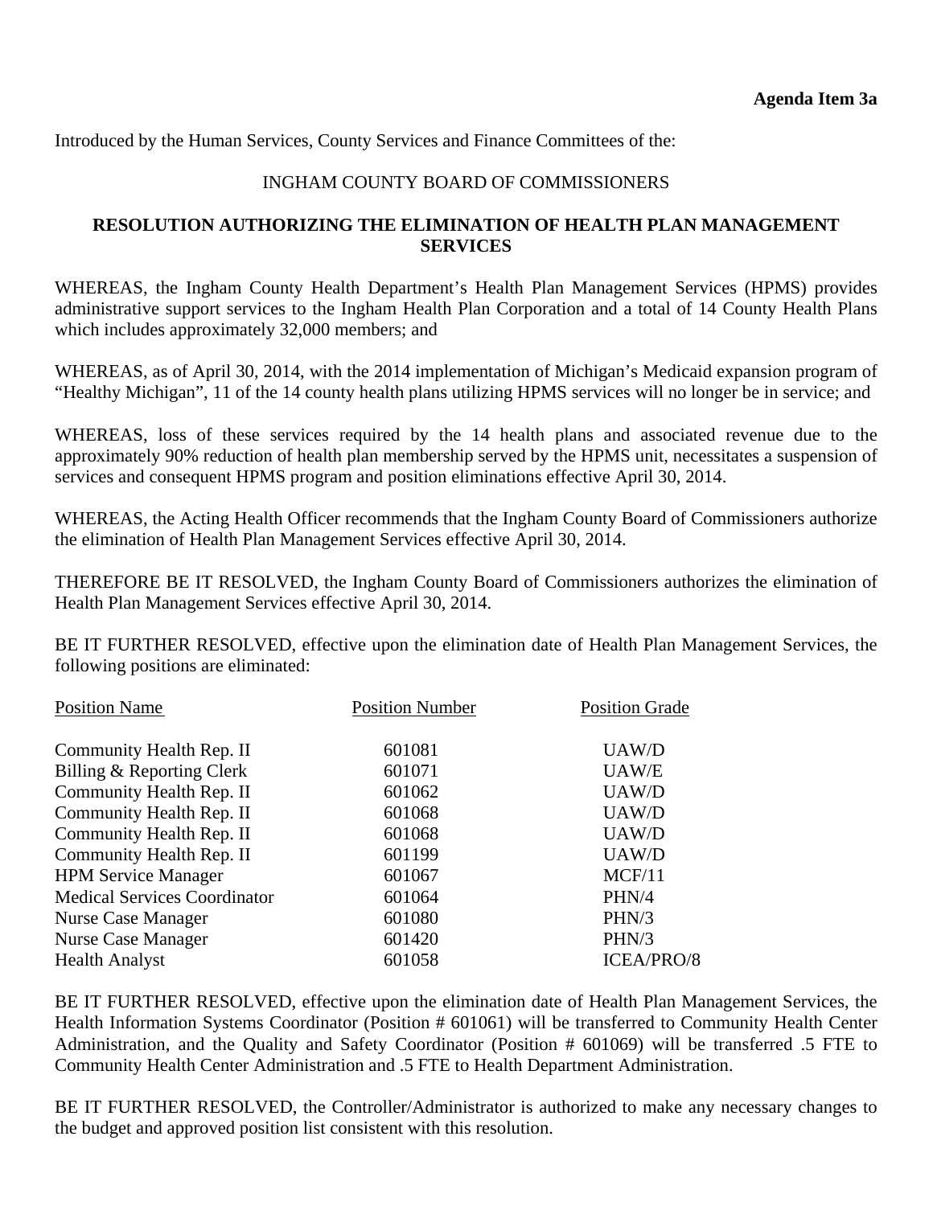**Agenda Item 3a**

Introduced by the Human Services, County Services and Finance Committees of the:

INGHAM COUNTY BOARD OF COMMISSIONERS

**RESOLUTION AUTHORIZING THE ELIMINATION OF HEALTH PLAN MANAGEMENT SERVICES**

WHEREAS, the Ingham County Health Department's Health Plan Management Services (HPMS) provides administrative support services to the Ingham Health Plan Corporation and a total of 14 County Health Plans which includes approximately 32,000 members; and

WHEREAS, as of April 30, 2014, with the 2014 implementation of Michigan's Medicaid expansion program of "Healthy Michigan", 11 of the 14 county health plans utilizing HPMS services will no longer be in service; and

WHEREAS, loss of these services required by the 14 health plans and associated revenue due to the approximately 90% reduction of health plan membership served by the HPMS unit, necessitates a suspension of services and consequent HPMS program and position eliminations effective April 30, 2014.

WHEREAS, the Acting Health Officer recommends that the Ingham County Board of Commissioners authorize the elimination of Health Plan Management Services effective April 30, 2014.

THEREFORE BE IT RESOLVED, the Ingham County Board of Commissioners authorizes the elimination of Health Plan Management Services effective April 30, 2014.

BE IT FURTHER RESOLVED, effective upon the elimination date of Health Plan Management Services, the following positions are eliminated:

| Position Name | Position Number | Position Grade |
|---|---|---|
| Community Health Rep. II | 601081 | UAW/D |
| Billing & Reporting Clerk | 601071 | UAW/E |
| Community Health Rep. II | 601062 | UAW/D |
| Community Health Rep. II | 601068 | UAW/D |
| Community Health Rep. II | 601068 | UAW/D |
| Community Health Rep. II | 601199 | UAW/D |
| HPM Service Manager | 601067 | MCF/11 |
| Medical Services Coordinator | 601064 | PHN/4 |
| Nurse Case Manager | 601080 | PHN/3 |
| Nurse Case Manager | 601420 | PHN/3 |
| Health Analyst | 601058 | ICEA/PRO/8 |

BE IT FURTHER RESOLVED, effective upon the elimination date of Health Plan Management Services, the Health Information Systems Coordinator (Position # 601061) will be transferred to Community Health Center Administration, and the Quality and Safety Coordinator (Position # 601069) will be transferred .5 FTE to Community Health Center Administration and .5 FTE to Health Department Administration.

BE IT FURTHER RESOLVED, the Controller/Administrator is authorized to make any necessary changes to the budget and approved position list consistent with this resolution.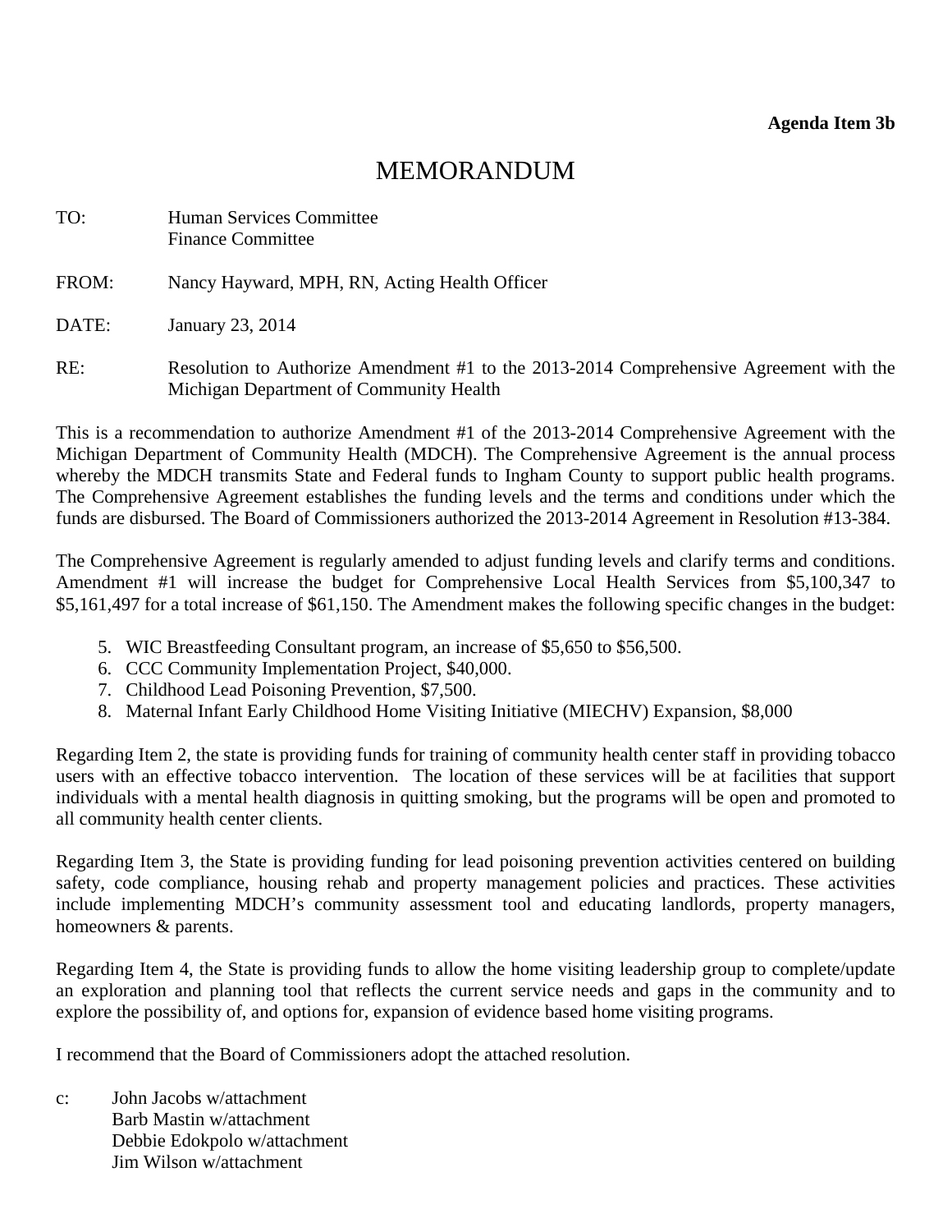**Agenda Item 3b**

# MEMORANDUM

TO: Human Services Committee
Finance Committee

FROM: Nancy Hayward, MPH, RN, Acting Health Officer

DATE: January 23, 2014

RE: Resolution to Authorize Amendment #1 to the 2013-2014 Comprehensive Agreement with the Michigan Department of Community Health

This is a recommendation to authorize Amendment #1 of the 2013-2014 Comprehensive Agreement with the Michigan Department of Community Health (MDCH). The Comprehensive Agreement is the annual process whereby the MDCH transmits State and Federal funds to Ingham County to support public health programs. The Comprehensive Agreement establishes the funding levels and the terms and conditions under which the funds are disbursed. The Board of Commissioners authorized the 2013-2014 Agreement in Resolution #13-384.

The Comprehensive Agreement is regularly amended to adjust funding levels and clarify terms and conditions. Amendment #1 will increase the budget for Comprehensive Local Health Services from $5,100,347 to $5,161,497 for a total increase of $61,150. The Amendment makes the following specific changes in the budget:

5. WIC Breastfeeding Consultant program, an increase of $5,650 to $56,500.
6. CCC Community Implementation Project, $40,000.
7. Childhood Lead Poisoning Prevention, $7,500.
8. Maternal Infant Early Childhood Home Visiting Initiative (MIECHV) Expansion, $8,000

Regarding Item 2, the state is providing funds for training of community health center staff in providing tobacco users with an effective tobacco intervention. The location of these services will be at facilities that support individuals with a mental health diagnosis in quitting smoking, but the programs will be open and promoted to all community health center clients.

Regarding Item 3, the State is providing funding for lead poisoning prevention activities centered on building safety, code compliance, housing rehab and property management policies and practices. These activities include implementing MDCH's community assessment tool and educating landlords, property managers, homeowners & parents.

Regarding Item 4, the State is providing funds to allow the home visiting leadership group to complete/update an exploration and planning tool that reflects the current service needs and gaps in the community and to explore the possibility of, and options for, expansion of evidence based home visiting programs.

I recommend that the Board of Commissioners adopt the attached resolution.

c: John Jacobs w/attachment
Barb Mastin w/attachment
Debbie Edokpolo w/attachment
Jim Wilson w/attachment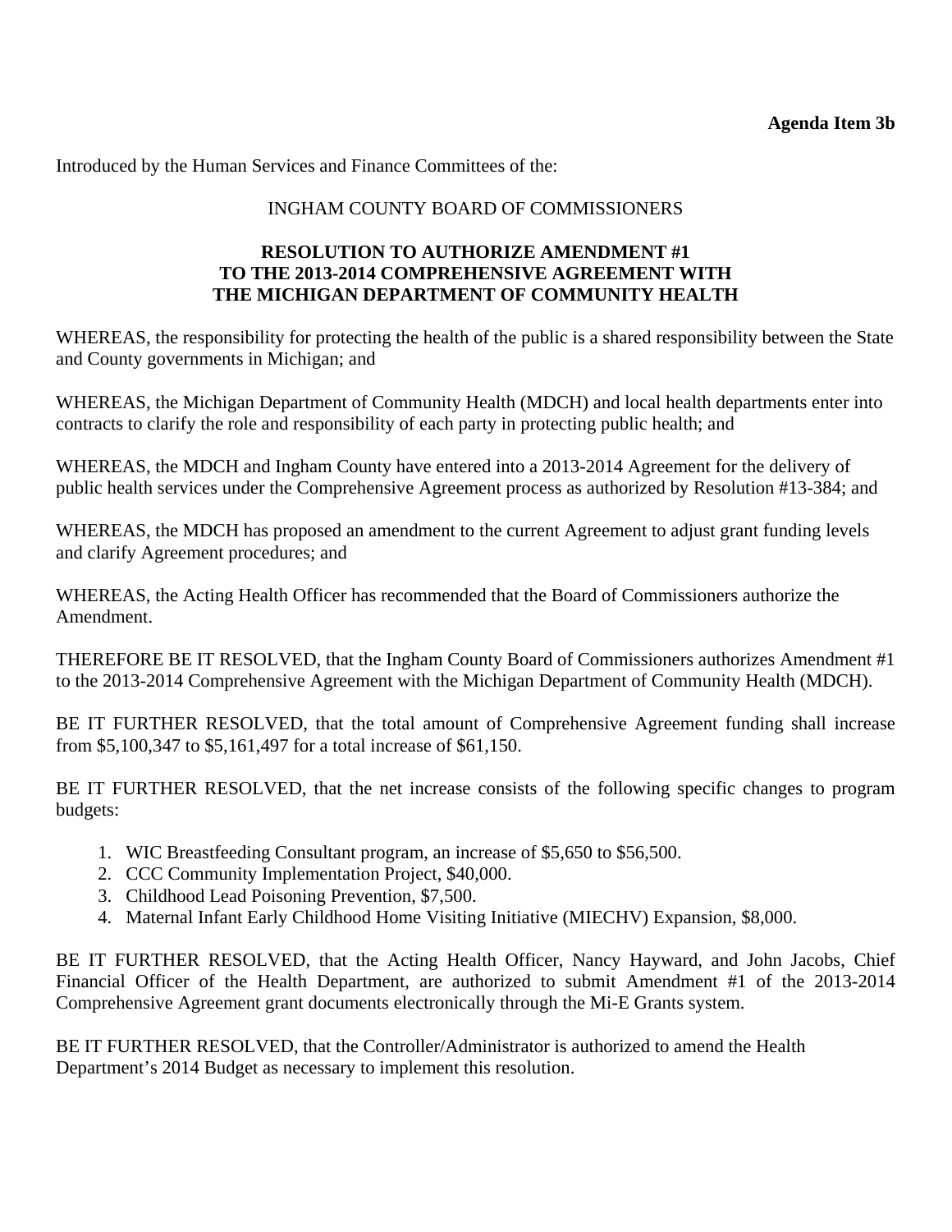**Agenda Item 3b**

Introduced by the Human Services and Finance Committees of the:

INGHAM COUNTY BOARD OF COMMISSIONERS

**RESOLUTION TO AUTHORIZE AMENDMENT #1 TO THE 2013-2014 COMPREHENSIVE AGREEMENT WITH THE MICHIGAN DEPARTMENT OF COMMUNITY HEALTH**

WHEREAS, the responsibility for protecting the health of the public is a shared responsibility between the State and County governments in Michigan; and

WHEREAS, the Michigan Department of Community Health (MDCH) and local health departments enter into contracts to clarify the role and responsibility of each party in protecting public health; and

WHEREAS, the MDCH and Ingham County have entered into a 2013-2014 Agreement for the delivery of public health services under the Comprehensive Agreement process as authorized by Resolution #13-384; and

WHEREAS, the MDCH has proposed an amendment to the current Agreement to adjust grant funding levels and clarify Agreement procedures; and

WHEREAS, the Acting Health Officer has recommended that the Board of Commissioners authorize the Amendment.

THEREFORE BE IT RESOLVED, that the Ingham County Board of Commissioners authorizes Amendment #1 to the 2013-2014 Comprehensive Agreement with the Michigan Department of Community Health (MDCH).

BE IT FURTHER RESOLVED, that the total amount of Comprehensive Agreement funding shall increase from $5,100,347 to $5,161,497 for a total increase of $61,150.

BE IT FURTHER RESOLVED, that the net increase consists of the following specific changes to program budgets:

1. WIC Breastfeeding Consultant program, an increase of $5,650 to $56,500.
2. CCC Community Implementation Project, $40,000.
3. Childhood Lead Poisoning Prevention, $7,500.
4. Maternal Infant Early Childhood Home Visiting Initiative (MIECHV) Expansion, $8,000.

BE IT FURTHER RESOLVED, that the Acting Health Officer, Nancy Hayward, and John Jacobs, Chief Financial Officer of the Health Department, are authorized to submit Amendment #1 of the 2013-2014 Comprehensive Agreement grant documents electronically through the Mi-E Grants system.

BE IT FURTHER RESOLVED, that the Controller/Administrator is authorized to amend the Health Department's 2014 Budget as necessary to implement this resolution.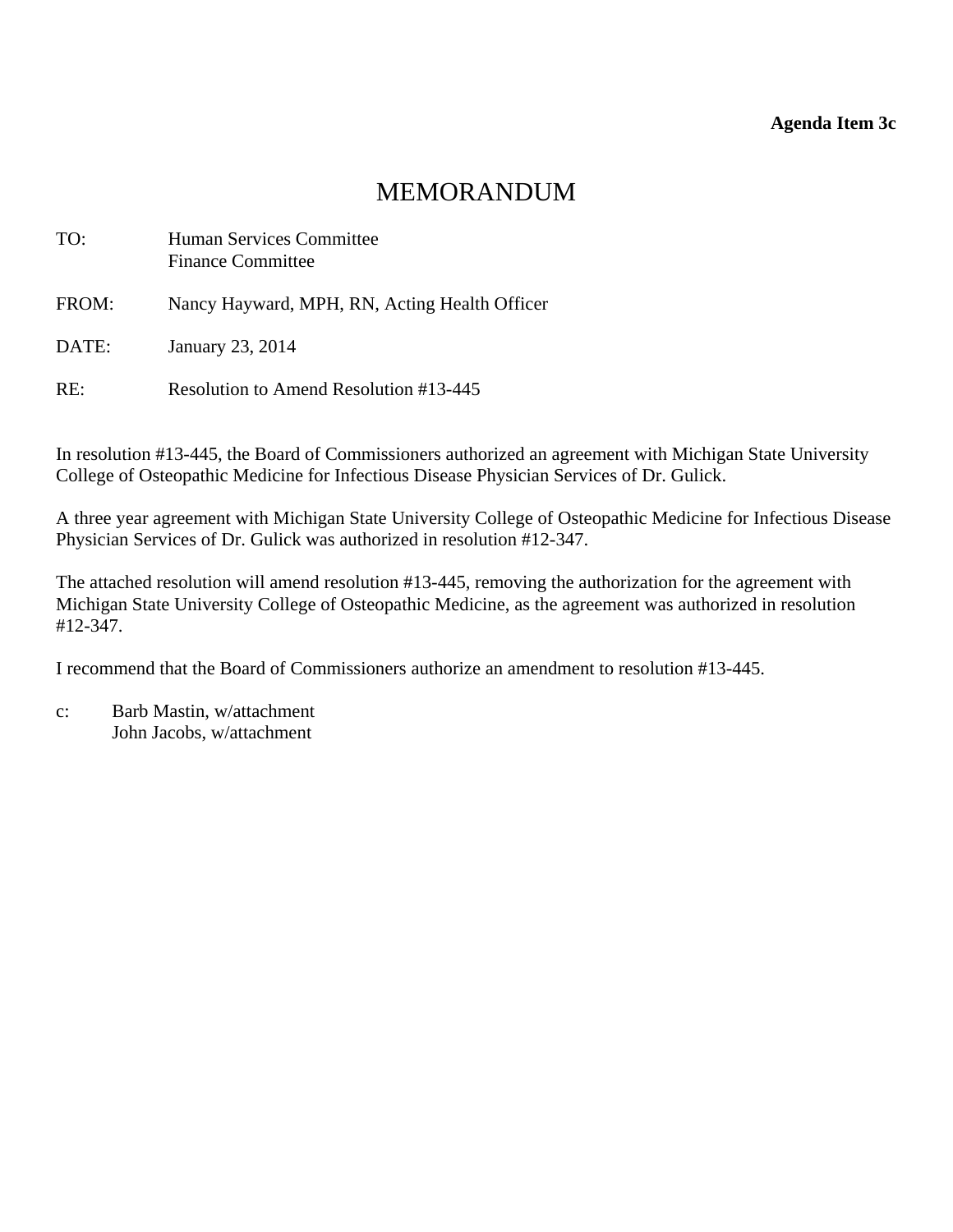**Agenda Item 3c**

# MEMORANDUM

TO: Human Services Committee
Finance Committee

FROM: Nancy Hayward, MPH, RN, Acting Health Officer

DATE: January 23, 2014

RE: Resolution to Amend Resolution #13-445

In resolution #13-445, the Board of Commissioners authorized an agreement with Michigan State University College of Osteopathic Medicine for Infectious Disease Physician Services of Dr. Gulick.

A three year agreement with Michigan State University College of Osteopathic Medicine for Infectious Disease Physician Services of Dr. Gulick was authorized in resolution #12-347.

The attached resolution will amend resolution #13-445, removing the authorization for the agreement with Michigan State University College of Osteopathic Medicine, as the agreement was authorized in resolution #12-347.

I recommend that the Board of Commissioners authorize an amendment to resolution #13-445.

c: Barb Mastin, w/attachment
John Jacobs, w/attachment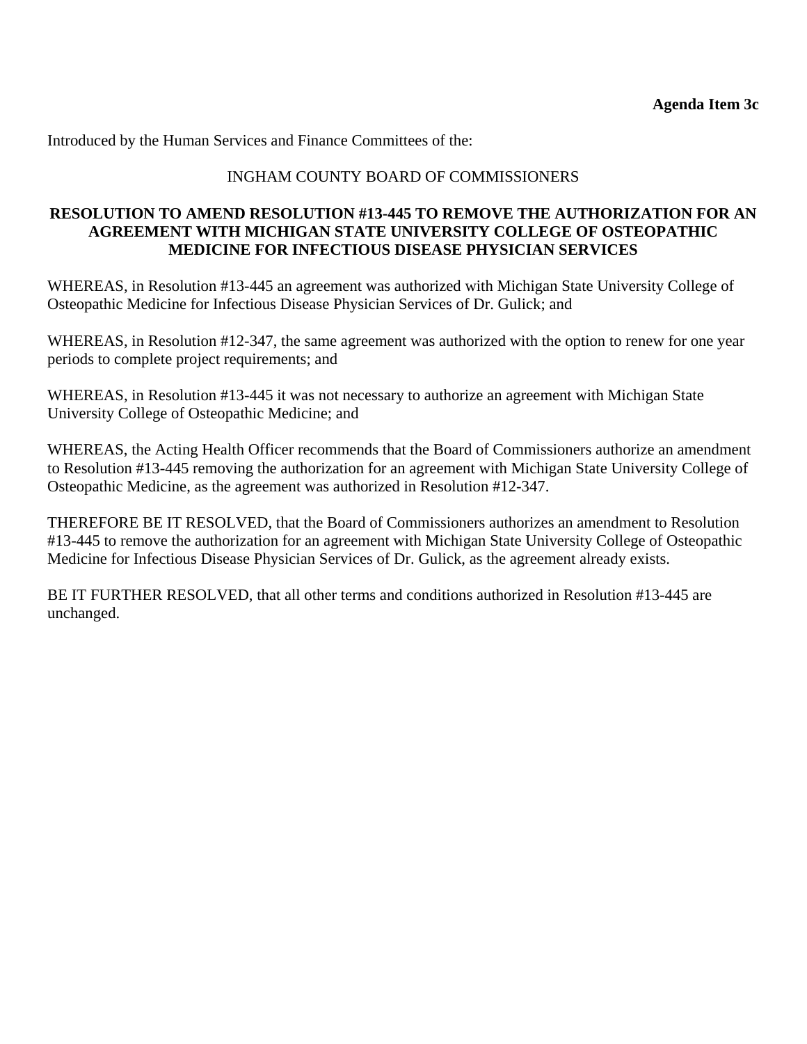**Agenda Item 3c**

Introduced by the Human Services and Finance Committees of the:

INGHAM COUNTY BOARD OF COMMISSIONERS

**RESOLUTION TO AMEND RESOLUTION #13-445 TO REMOVE THE AUTHORIZATION FOR AN AGREEMENT WITH MICHIGAN STATE UNIVERSITY COLLEGE OF OSTEOPATHIC MEDICINE FOR INFECTIOUS DISEASE PHYSICIAN SERVICES**

WHEREAS, in Resolution #13-445 an agreement was authorized with Michigan State University College of Osteopathic Medicine for Infectious Disease Physician Services of Dr. Gulick; and

WHEREAS, in Resolution #12-347, the same agreement was authorized with the option to renew for one year periods to complete project requirements; and

WHEREAS, in Resolution #13-445 it was not necessary to authorize an agreement with Michigan State University College of Osteopathic Medicine; and

WHEREAS, the Acting Health Officer recommends that the Board of Commissioners authorize an amendment to Resolution #13-445 removing the authorization for an agreement with Michigan State University College of Osteopathic Medicine, as the agreement was authorized in Resolution #12-347.

THEREFORE BE IT RESOLVED, that the Board of Commissioners authorizes an amendment to Resolution #13-445 to remove the authorization for an agreement with Michigan State University College of Osteopathic Medicine for Infectious Disease Physician Services of Dr. Gulick, as the agreement already exists.

BE IT FURTHER RESOLVED, that all other terms and conditions authorized in Resolution #13-445 are unchanged.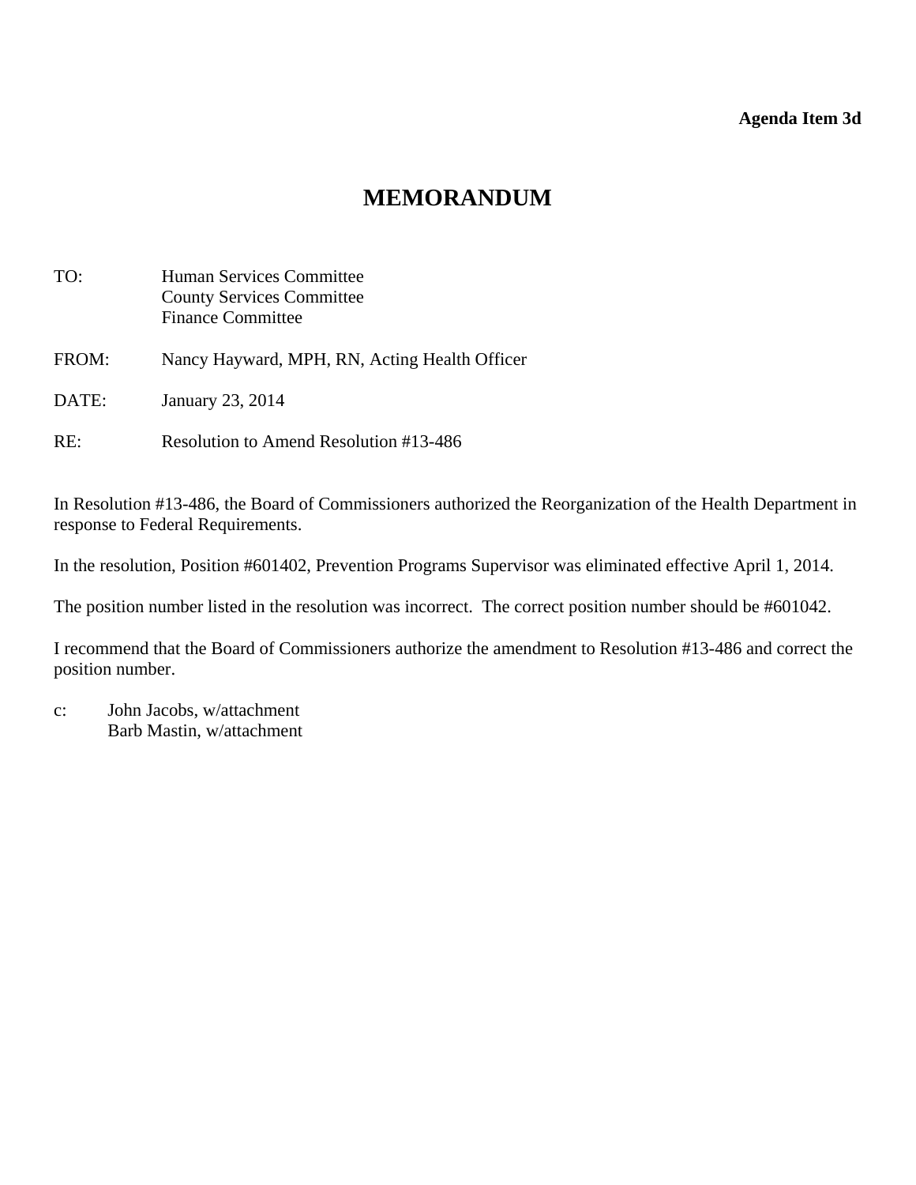**Agenda Item 3d**

# MEMORANDUM

TO: Human Services Committee
County Services Committee
Finance Committee

FROM: Nancy Hayward, MPH, RN, Acting Health Officer

DATE: January 23, 2014

RE: Resolution to Amend Resolution #13-486

In Resolution #13-486, the Board of Commissioners authorized the Reorganization of the Health Department in response to Federal Requirements.

In the resolution, Position #601402, Prevention Programs Supervisor was eliminated effective April 1, 2014.

The position number listed in the resolution was incorrect. The correct position number should be #601042.

I recommend that the Board of Commissioners authorize the amendment to Resolution #13-486 and correct the position number.

c: John Jacobs, w/attachment
Barb Mastin, w/attachment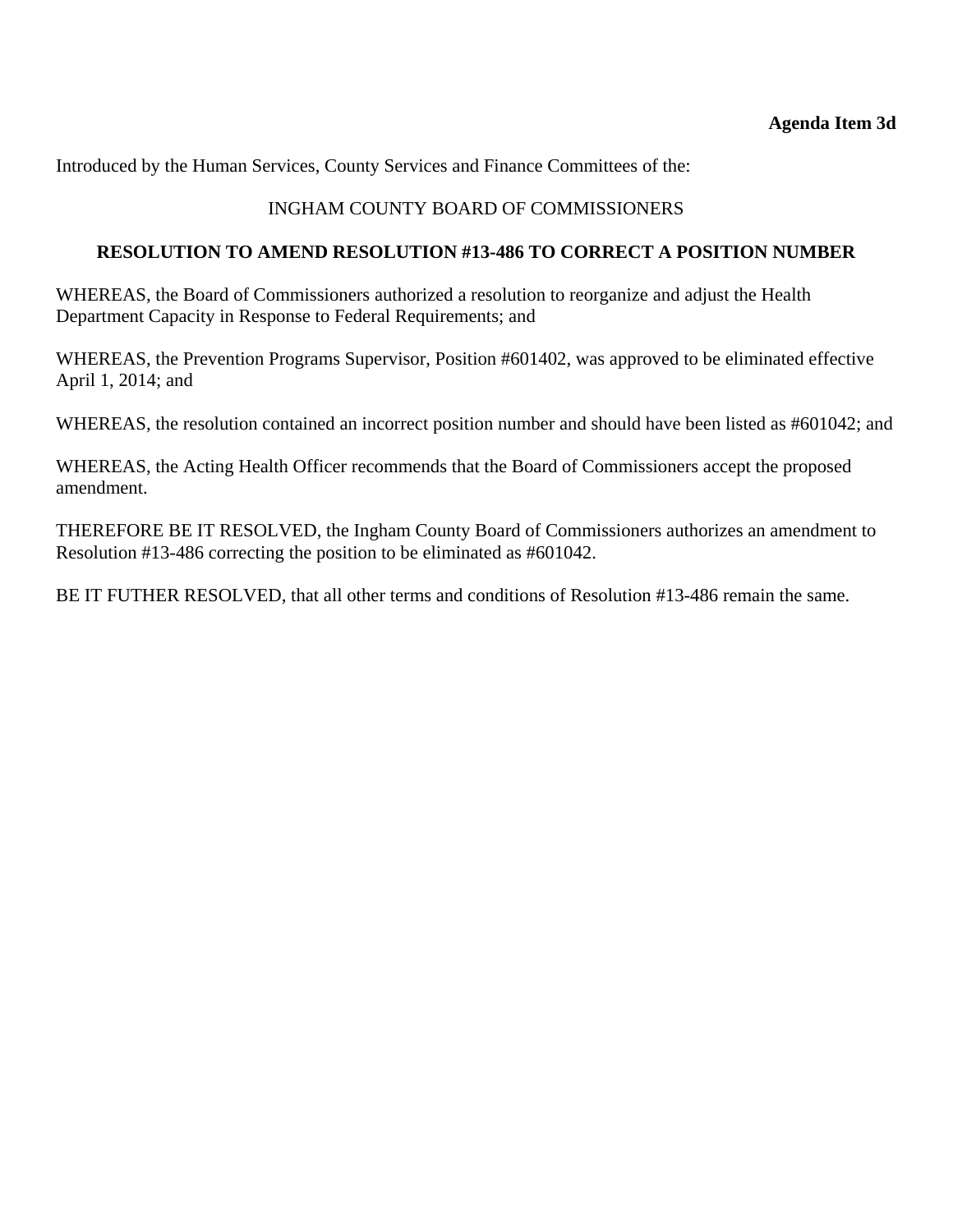**Agenda Item 3d**

Introduced by the Human Services, County Services and Finance Committees of the:

INGHAM COUNTY BOARD OF COMMISSIONERS

**RESOLUTION TO AMEND RESOLUTION #13-486 TO CORRECT A POSITION NUMBER**

WHEREAS, the Board of Commissioners authorized a resolution to reorganize and adjust the Health Department Capacity in Response to Federal Requirements; and

WHEREAS, the Prevention Programs Supervisor, Position #601402, was approved to be eliminated effective April 1, 2014; and

WHEREAS, the resolution contained an incorrect position number and should have been listed as #601042; and

WHEREAS, the Acting Health Officer recommends that the Board of Commissioners accept the proposed amendment.

THEREFORE BE IT RESOLVED, the Ingham County Board of Commissioners authorizes an amendment to Resolution #13-486 correcting the position to be eliminated as #601042.

BE IT FUTHER RESOLVED, that all other terms and conditions of Resolution #13-486 remain the same.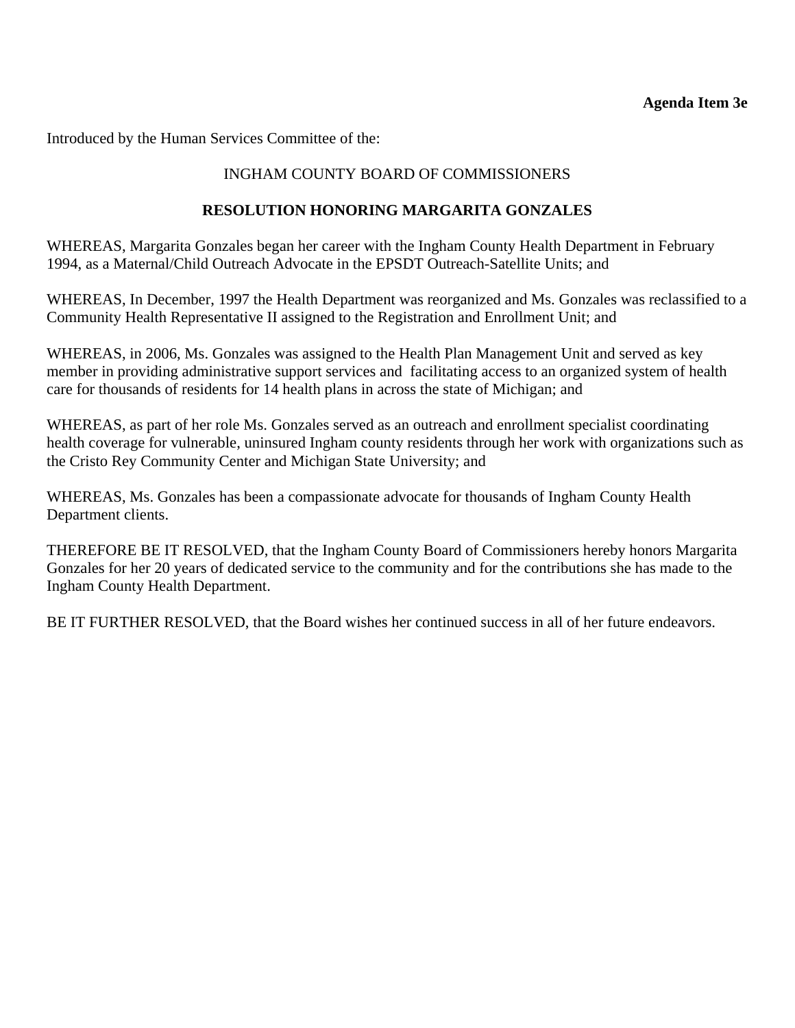**Agenda Item 3e**

Introduced by the Human Services Committee of the:

INGHAM COUNTY BOARD OF COMMISSIONERS

**RESOLUTION HONORING MARGARITA GONZALES**

WHEREAS, Margarita Gonzales began her career with the Ingham County Health Department in February 1994, as a Maternal/Child Outreach Advocate in the EPSDT Outreach-Satellite Units; and

WHEREAS, In December, 1997 the Health Department was reorganized and Ms. Gonzales was reclassified to a Community Health Representative II assigned to the Registration and Enrollment Unit; and

WHEREAS, in 2006, Ms. Gonzales was assigned to the Health Plan Management Unit and served as key member in providing administrative support services and facilitating access to an organized system of health care for thousands of residents for 14 health plans in across the state of Michigan; and

WHEREAS, as part of her role Ms. Gonzales served as an outreach and enrollment specialist coordinating health coverage for vulnerable, uninsured Ingham county residents through her work with organizations such as the Cristo Rey Community Center and Michigan State University; and

WHEREAS, Ms. Gonzales has been a compassionate advocate for thousands of Ingham County Health Department clients.

THEREFORE BE IT RESOLVED, that the Ingham County Board of Commissioners hereby honors Margarita Gonzales for her 20 years of dedicated service to the community and for the contributions she has made to the Ingham County Health Department.

BE IT FURTHER RESOLVED, that the Board wishes her continued success in all of her future endeavors.